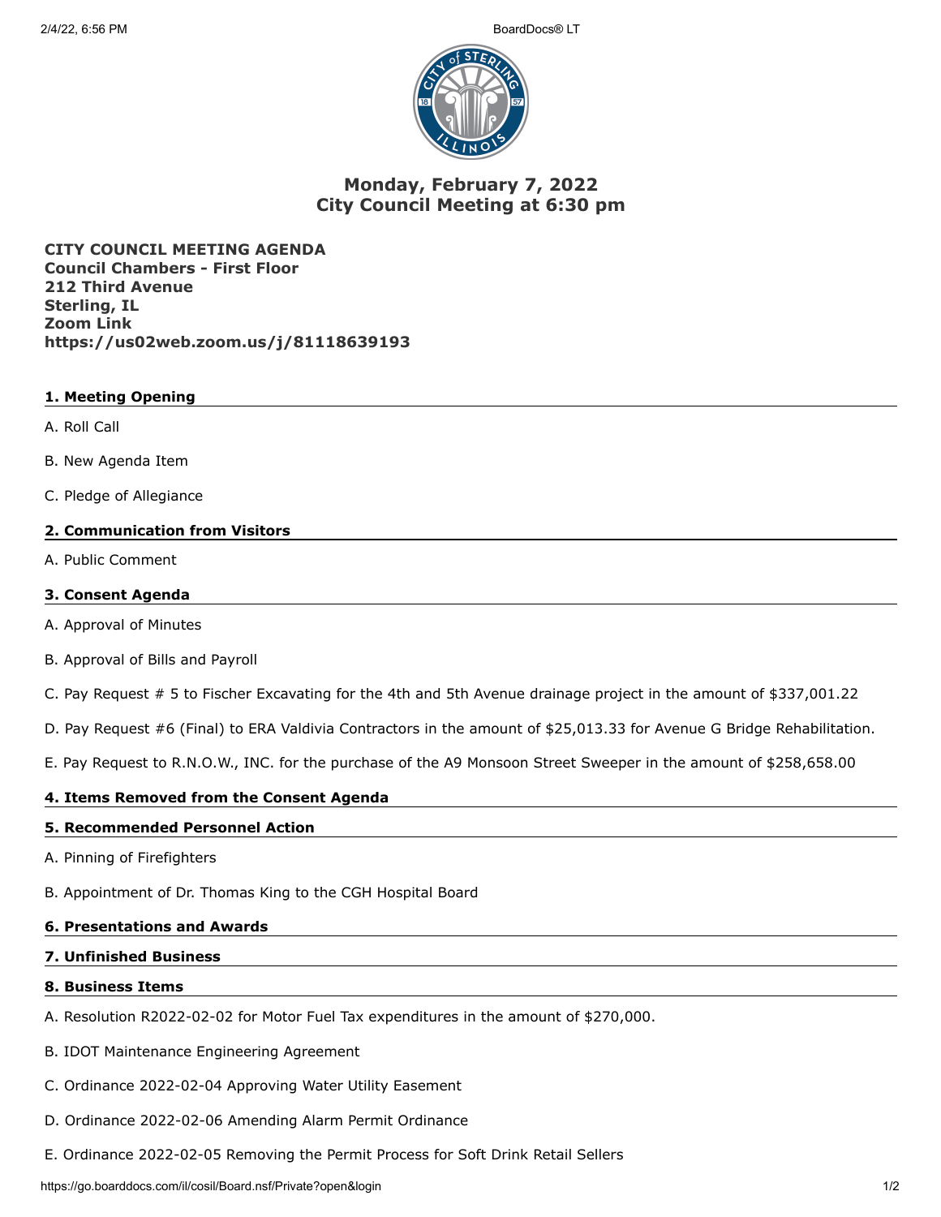# Monday, February 7, 2022
# City Council Meeting at 6:30 pm

**CITY COUNCIL MEETING AGENDA**
**Council Chambers - First Floor**
**212 Third Avenue**
**Sterling, IL**
**Zoom Link**
**https://us02web.zoom.us/j/81118639193**

## 1. Meeting Opening

A. Roll Call

B. New Agenda Item

C. Pledge of Allegiance

## 2. Communication from Visitors

A. Public Comment

## 3. Consent Agenda

A. Approval of Minutes

B. Approval of Bills and Payroll

C. Pay Request # 5 to Fischer Excavating for the 4th and 5th Avenue drainage project in the amount of $337,001.22

D. Pay Request #6 (Final) to ERA Valdivia Contractors in the amount of $25,013.33 for Avenue G Bridge Rehabilitation.

E. Pay Request to R.N.O.W., INC. for the purchase of the A9 Monsoon Street Sweeper in the amount of $258,658.00

## 4. Items Removed from the Consent Agenda

## 5. Recommended Personnel Action

A. Pinning of Firefighters

B. Appointment of Dr. Thomas King to the CGH Hospital Board

## 6. Presentations and Awards

## 7. Unfinished Business

## 8. Business Items

A. Resolution R2022-02-02 for Motor Fuel Tax expenditures in the amount of $270,000.

B. IDOT Maintenance Engineering Agreement

C. Ordinance 2022-02-04 Approving Water Utility Easement

D. Ordinance 2022-02-06 Amending Alarm Permit Ordinance

E. Ordinance 2022-02-05 Removing the Permit Process for Soft Drink Retail Sellers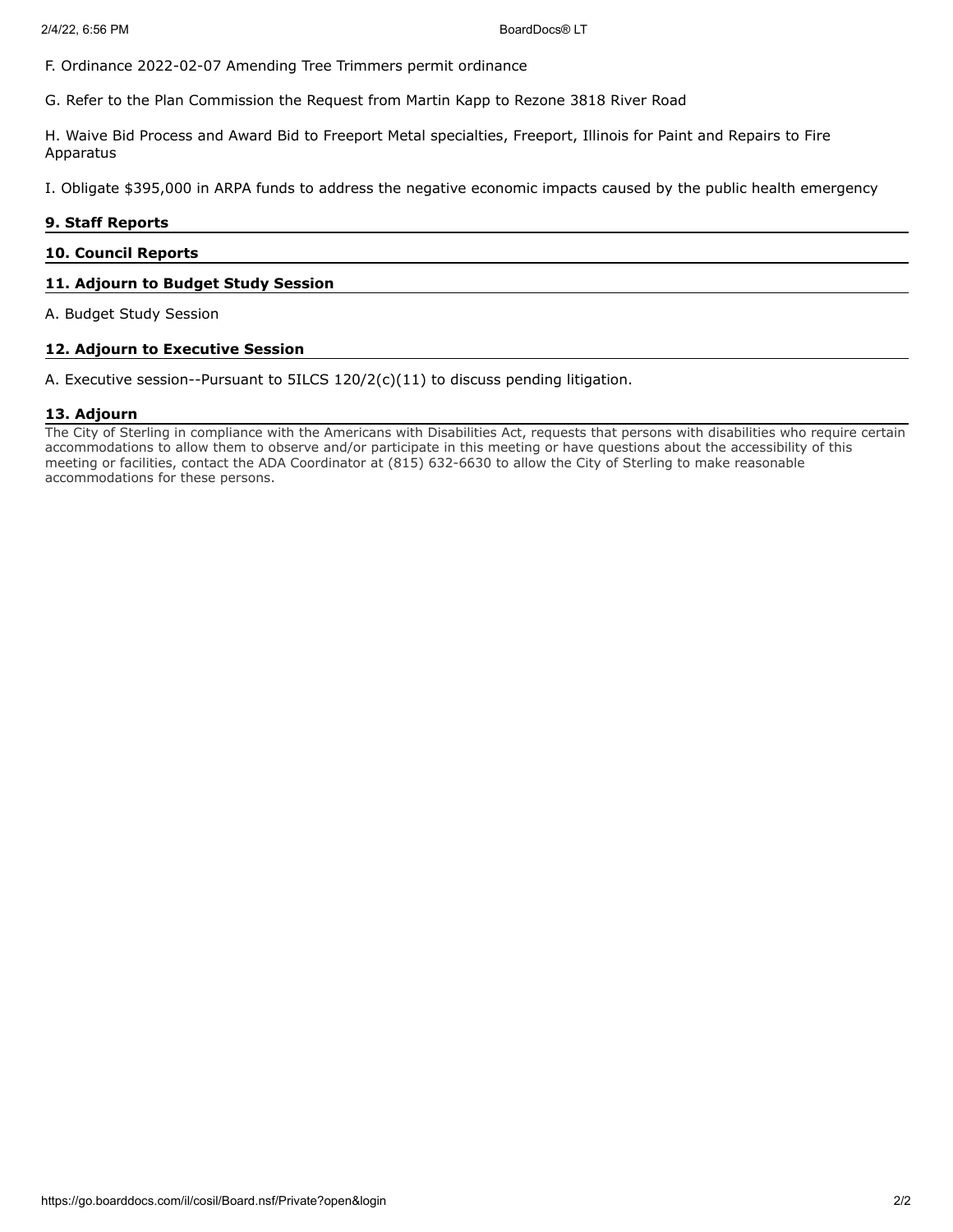F. Ordinance 2022-02-07 Amending Tree Trimmers permit ordinance

G. Refer to the Plan Commission the Request from Martin Kapp to Rezone 3818 River Road

H. Waive Bid Process and Award Bid to Freeport Metal specialties, Freeport, Illinois for Paint and Repairs to Fire Apparatus

I. Obligate $395,000 in ARPA funds to address the negative economic impacts caused by the public health emergency

### 9. Staff Reports

### 10. Council Reports

### 11. Adjourn to Budget Study Session

A. Budget Study Session

### 12. Adjourn to Executive Session

A. Executive session--Pursuant to 5ILCS 120/2(c)(11) to discuss pending litigation.

### 13. Adjourn

The City of Sterling in compliance with the Americans with Disabilities Act, requests that persons with disabilities who require certain accommodations to allow them to observe and/or participate in this meeting or have questions about the accessibility of this meeting or facilities, contact the ADA Coordinator at (815) 632-6630 to allow the City of Sterling to make reasonable accommodations for these persons.